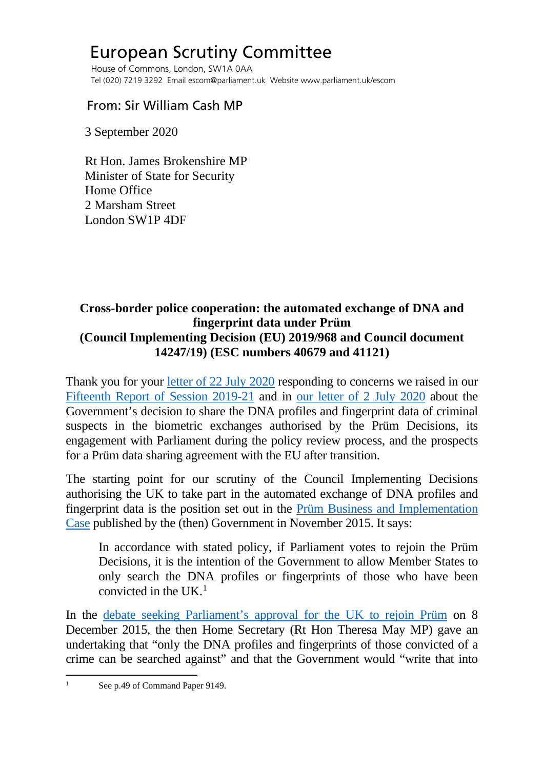# European Scrutiny Committee

House of Commons, London, SW1A 0AA
Tel (020) 7219 3292 Email escom@parliament.uk Website www.parliament.uk/escom

From: Sir William Cash MP

3 September 2020

Rt Hon. James Brokenshire MP
Minister of State for Security
Home Office
2 Marsham Street
London SW1P 4DF

**Cross-border police cooperation: the automated exchange of DNA and fingerprint data under Prüm (Council Implementing Decision (EU) 2019/968 and Council document 14247/19) (ESC numbers 40679 and 41121)**

Thank you for your letter of 22 July 2020 responding to concerns we raised in our Fifteenth Report of Session 2019-21 and in our letter of 2 July 2020 about the Government's decision to share the DNA profiles and fingerprint data of criminal suspects in the biometric exchanges authorised by the Prüm Decisions, its engagement with Parliament during the policy review process, and the prospects for a Prüm data sharing agreement with the EU after transition.

The starting point for our scrutiny of the Council Implementing Decisions authorising the UK to take part in the automated exchange of DNA profiles and fingerprint data is the position set out in the Prüm Business and Implementation Case published by the (then) Government in November 2015. It says:

> In accordance with stated policy, if Parliament votes to rejoin the Prüm Decisions, it is the intention of the Government to allow Member States to only search the DNA profiles or fingerprints of those who have been convicted in the UK.[1]

In the debate seeking Parliament's approval for the UK to rejoin Prüm on 8 December 2015, the then Home Secretary (Rt Hon Theresa May MP) gave an undertaking that "only the DNA profiles and fingerprints of those convicted of a crime can be searched against" and that the Government would "write that into

[1] See p.49 of Command Paper 9149.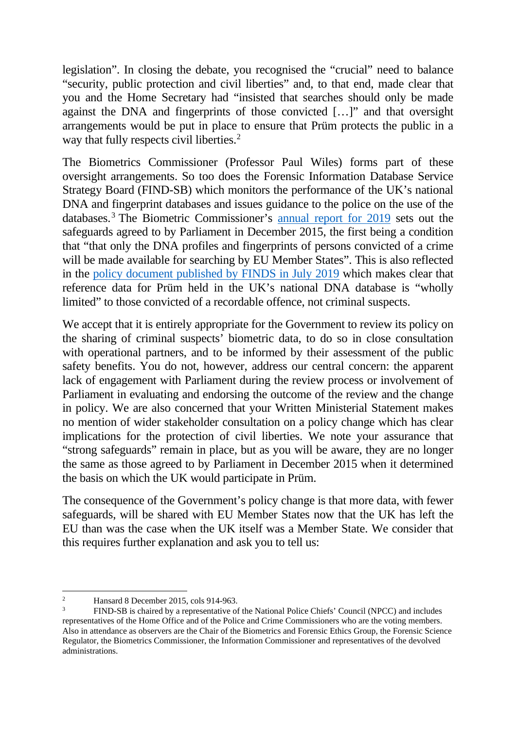legislation". In closing the debate, you recognised the "crucial" need to balance "security, public protection and civil liberties" and, to that end, made clear that you and the Home Secretary had "insisted that searches should only be made against the DNA and fingerprints of those convicted […]" and that oversight arrangements would be put in place to ensure that Prüm protects the public in a way that fully respects civil liberties.[2]

The Biometrics Commissioner (Professor Paul Wiles) forms part of these oversight arrangements. So too does the Forensic Information Database Service Strategy Board (FIND-SB) which monitors the performance of the UK's national DNA and fingerprint databases and issues guidance to the police on the use of the databases.[3] The Biometric Commissioner's annual report for 2019 sets out the safeguards agreed to by Parliament in December 2015, the first being a condition that "that only the DNA profiles and fingerprints of persons convicted of a crime will be made available for searching by EU Member States". This is also reflected in the policy document published by FINDS in July 2019 which makes clear that reference data for Prüm held in the UK's national DNA database is "wholly limited" to those convicted of a recordable offence, not criminal suspects.

We accept that it is entirely appropriate for the Government to review its policy on the sharing of criminal suspects' biometric data, to do so in close consultation with operational partners, and to be informed by their assessment of the public safety benefits. You do not, however, address our central concern: the apparent lack of engagement with Parliament during the review process or involvement of Parliament in evaluating and endorsing the outcome of the review and the change in policy. We are also concerned that your Written Ministerial Statement makes no mention of wider stakeholder consultation on a policy change which has clear implications for the protection of civil liberties. We note your assurance that "strong safeguards" remain in place, but as you will be aware, they are no longer the same as those agreed to by Parliament in December 2015 when it determined the basis on which the UK would participate in Prüm.

The consequence of the Government's policy change is that more data, with fewer safeguards, will be shared with EU Member States now that the UK has left the EU than was the case when the UK itself was a Member State. We consider that this requires further explanation and ask you to tell us:

---

[2] Hansard 8 December 2015, cols 914-963.

[3] FIND-SB is chaired by a representative of the National Police Chiefs' Council (NPCC) and includes representatives of the Home Office and of the Police and Crime Commissioners who are the voting members. Also in attendance as observers are the Chair of the Biometrics and Forensic Ethics Group, the Forensic Science Regulator, the Biometrics Commissioner, the Information Commissioner and representatives of the devolved administrations.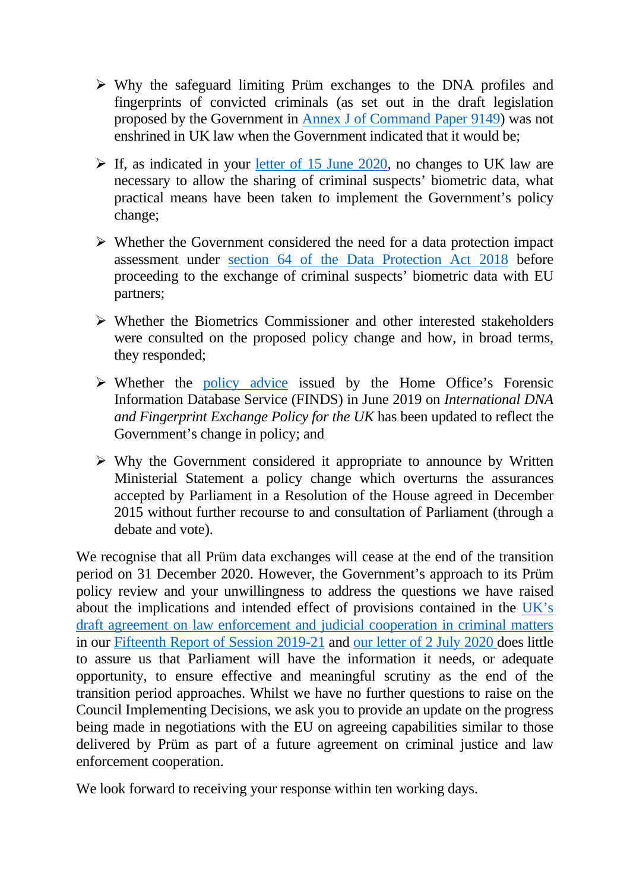- Why the safeguard limiting Prüm exchanges to the DNA profiles and fingerprints of convicted criminals (as set out in the draft legislation proposed by the Government in Annex J of Command Paper 9149) was not enshrined in UK law when the Government indicated that it would be;

- If, as indicated in your letter of 15 June 2020, no changes to UK law are necessary to allow the sharing of criminal suspects' biometric data, what practical means have been taken to implement the Government's policy change;

- Whether the Government considered the need for a data protection impact assessment under section 64 of the Data Protection Act 2018 before proceeding to the exchange of criminal suspects' biometric data with EU partners;

- Whether the Biometrics Commissioner and other interested stakeholders were consulted on the proposed policy change and how, in broad terms, they responded;

- Whether the policy advice issued by the Home Office's Forensic Information Database Service (FINDS) in June 2019 on *International DNA and Fingerprint Exchange Policy for the UK* has been updated to reflect the Government's change in policy; and

- Why the Government considered it appropriate to announce by Written Ministerial Statement a policy change which overturns the assurances accepted by Parliament in a Resolution of the House agreed in December 2015 without further recourse to and consultation of Parliament (through a debate and vote).

We recognise that all Prüm data exchanges will cease at the end of the transition period on 31 December 2020. However, the Government's approach to its Prüm policy review and your unwillingness to address the questions we have raised about the implications and intended effect of provisions contained in the UK's draft agreement on law enforcement and judicial cooperation in criminal matters in our Fifteenth Report of Session 2019-21 and our letter of 2 July 2020 does little to assure us that Parliament will have the information it needs, or adequate opportunity, to ensure effective and meaningful scrutiny as the end of the transition period approaches. Whilst we have no further questions to raise on the Council Implementing Decisions, we ask you to provide an update on the progress being made in negotiations with the EU on agreeing capabilities similar to those delivered by Prüm as part of a future agreement on criminal justice and law enforcement cooperation.

We look forward to receiving your response within ten working days.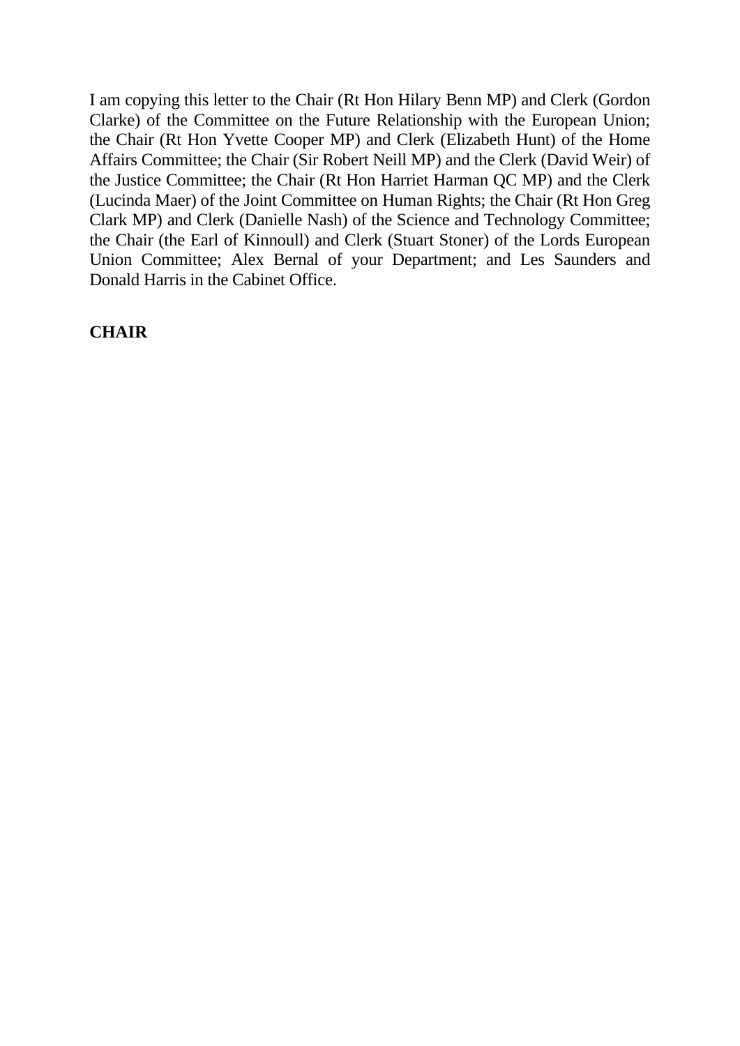I am copying this letter to the Chair (Rt Hon Hilary Benn MP) and Clerk (Gordon Clarke) of the Committee on the Future Relationship with the European Union; the Chair (Rt Hon Yvette Cooper MP) and Clerk (Elizabeth Hunt) of the Home Affairs Committee; the Chair (Sir Robert Neill MP) and the Clerk (David Weir) of the Justice Committee; the Chair (Rt Hon Harriet Harman QC MP) and the Clerk (Lucinda Maer) of the Joint Committee on Human Rights; the Chair (Rt Hon Greg Clark MP) and Clerk (Danielle Nash) of the Science and Technology Committee; the Chair (the Earl of Kinnoull) and Clerk (Stuart Stoner) of the Lords European Union Committee; Alex Bernal of your Department; and Les Saunders and Donald Harris in the Cabinet Office.

**CHAIR**